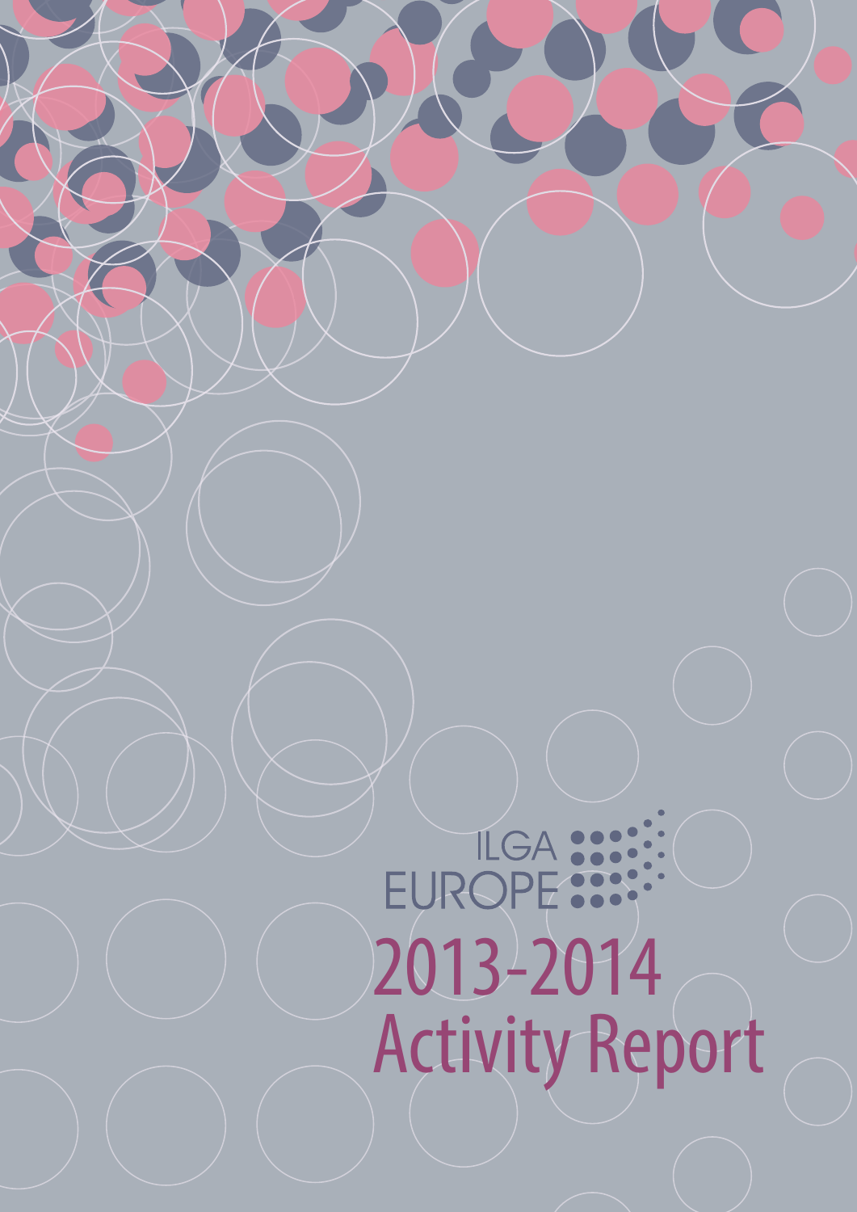ILGA EUROPE

# 2013-2014 Activity Report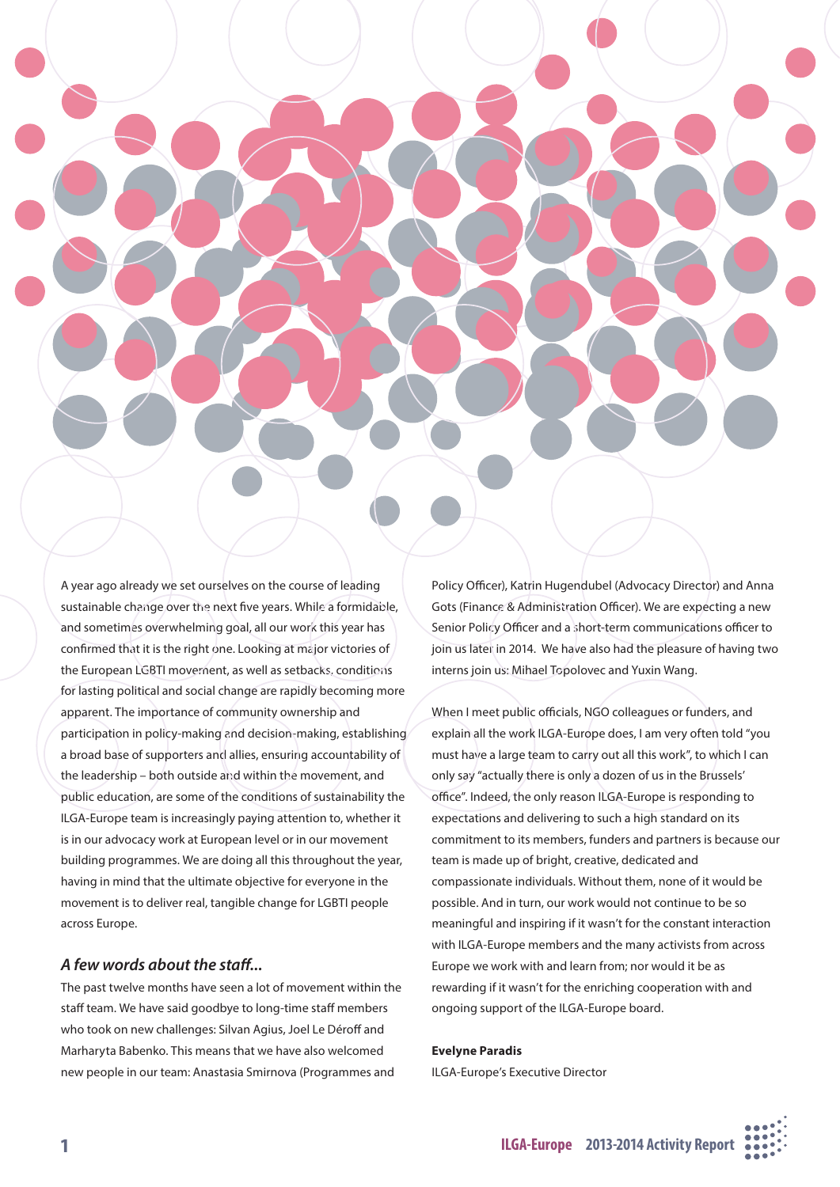A year ago already we set ourselves on the course of leading sustainable change over the next five years. While a formidable, and sometimes overwhelming goal, all our work this year has confirmed that it is the right one. Looking at major victories of the European LGBTI movement, as well as setbacks, conditions for lasting political and social change are rapidly becoming more apparent. The importance of community ownership and participation in policy-making and decision-making, establishing a broad base of supporters and allies, ensuring accountability of the leadership – both outside and within the movement, and public education, are some of the conditions of sustainability the ILGA-Europe team is increasingly paying attention to, whether it is in our advocacy work at European level or in our movement building programmes. We are doing all this throughout the year, having in mind that the ultimate objective for everyone in the movement is to deliver real, tangible change for LGBTI people across Europe.

### *A few words about the staff...*

The past twelve months have seen a lot of movement within the staff team. We have said goodbye to long-time staff members who took on new challenges: Silvan Agius, Joel Le Déroff and Marharyta Babenko. This means that we have also welcomed new people in our team: Anastasia Smirnova (Programmes and Policy Officer), Katrin Hugendubel (Advocacy Director) and Anna Gots (Finance & Administration Officer). We are expecting a new Senior Policy Officer and a short-term communications officer to join us later in 2014. We have also had the pleasure of having two interns join us: Mihael Topolovec and Yuxin Wang.

When I meet public officials, NGO colleagues or funders, and explain all the work ILGA-Europe does, I am very often told "you must have a large team to carry out all this work", to which I can only say "actually there is only a dozen of us in the Brussels' office". Indeed, the only reason ILGA-Europe is responding to expectations and delivering to such a high standard on its commitment to its members, funders and partners is because our team is made up of bright, creative, dedicated and compassionate individuals. Without them, none of it would be possible. And in turn, our work would not continue to be so meaningful and inspiring if it wasn't for the constant interaction with ILGA-Europe members and the many activists from across Europe we work with and learn from; nor would it be as rewarding if it wasn't for the enriching cooperation with and ongoing support of the ILGA-Europe board.

**Evelyne Paradis**
ILGA-Europe's Executive Director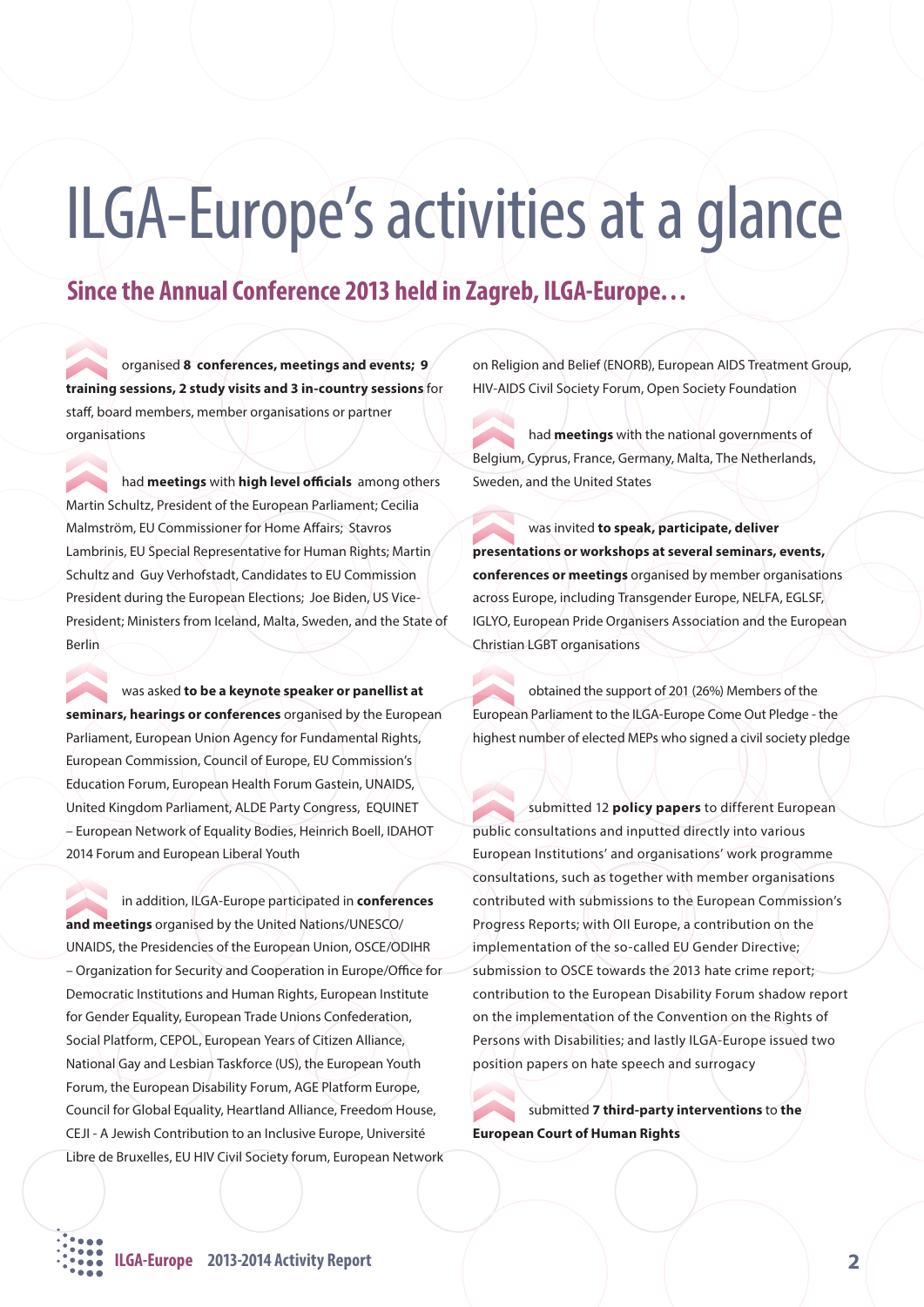# ILGA-Europe's activities at a glance

## Since the Annual Conference 2013 held in Zagreb, ILGA-Europe…

- organised **8 conferences, meetings and events; 9 training sessions, 2 study visits and 3 in-country sessions** for staff, board members, member organisations or partner organisations

- had **meetings** with **high level officials** among others Martin Schultz, President of the European Parliament; Cecilia Malmström, EU Commissioner for Home Affairs; Stavros Lambrinis, EU Special Representative for Human Rights; Martin Schultz and Guy Verhofstadt, Candidates to EU Commission President during the European Elections; Joe Biden, US Vice-President; Ministers from Iceland, Malta, Sweden, and the State of Berlin

- was asked **to be a keynote speaker or panellist at seminars, hearings or conferences** organised by the European Parliament, European Union Agency for Fundamental Rights, European Commission, Council of Europe, EU Commission's Education Forum, European Health Forum Gastein, UNAIDS, United Kingdom Parliament, ALDE Party Congress, EQUINET – European Network of Equality Bodies, Heinrich Boell, IDAHOT 2014 Forum and European Liberal Youth

- in addition, ILGA-Europe participated in **conferences and meetings** organised by the United Nations/UNESCO/ UNAIDS, the Presidencies of the European Union, OSCE/ODIHR – Organization for Security and Cooperation in Europe/Office for Democratic Institutions and Human Rights, European Institute for Gender Equality, European Trade Unions Confederation, Social Platform, CEPOL, European Years of Citizen Alliance, National Gay and Lesbian Taskforce (US), the European Youth Forum, the European Disability Forum, AGE Platform Europe, Council for Global Equality, Heartland Alliance, Freedom House, CEJI - A Jewish Contribution to an Inclusive Europe, Université Libre de Bruxelles, EU HIV Civil Society forum, European Network on Religion and Belief (ENORB), European AIDS Treatment Group, HIV-AIDS Civil Society Forum, Open Society Foundation

- had **meetings** with the national governments of Belgium, Cyprus, France, Germany, Malta, The Netherlands, Sweden, and the United States

- was invited **to speak, participate, deliver presentations or workshops at several seminars, events, conferences or meetings** organised by member organisations across Europe, including Transgender Europe, NELFA, EGLSF, IGLYO, European Pride Organisers Association and the European Christian LGBT organisations

- obtained the support of 201 (26%) Members of the European Parliament to the ILGA-Europe Come Out Pledge - the highest number of elected MEPs who signed a civil society pledge

- submitted 12 **policy papers** to different European public consultations and inputted directly into various European Institutions' and organisations' work programme consultations, such as together with member organisations contributed with submissions to the European Commission's Progress Reports; with OII Europe, a contribution on the implementation of the so-called EU Gender Directive; submission to OSCE towards the 2013 hate crime report; contribution to the European Disability Forum shadow report on the implementation of the Convention on the Rights of Persons with Disabilities; and lastly ILGA-Europe issued two position papers on hate speech and surrogacy

- submitted **7 third-party interventions** to **the European Court of Human Rights**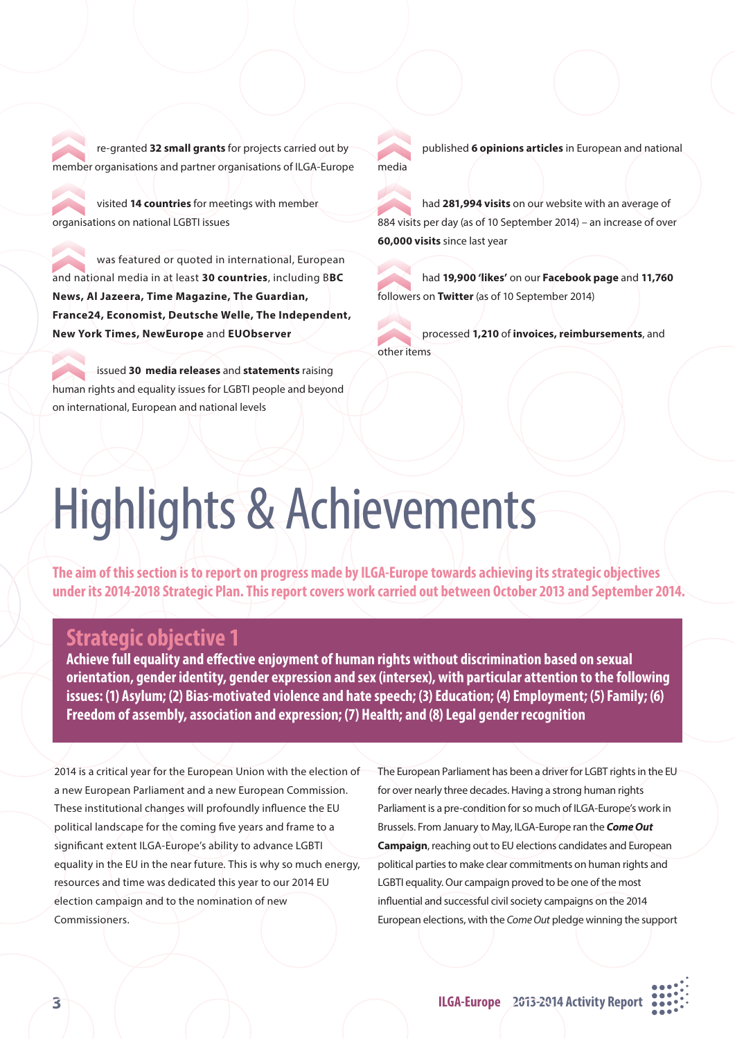- re-granted **32 small grants** for projects carried out by member organisations and partner organisations of ILGA-Europe
- visited **14 countries** for meetings with member organisations on national LGBTI issues
- was featured or quoted in international, European and national media in at least **30 countries**, including B**BC News, Al Jazeera, Time Magazine, The Guardian, France24, Economist, Deutsche Welle, The Independent, New York Times, NewEurope** and **EUObserver**
- issued **30 media releases** and **statements** raising human rights and equality issues for LGBTI people and beyond on international, European and national levels
- published **6 opinions articles** in European and national media
- had **281,994 visits** on our website with an average of 884 visits per day (as of 10 September 2014) – an increase of over **60,000 visits** since last year
- had **19,900 'likes'** on our **Facebook page** and **11,760** followers on **Twitter** (as of 10 September 2014)
- processed **1,210** of **invoices, reimbursements**, and other items

# Highlights & Achievements

**The aim of this section is to report on progress made by ILGA-Europe towards achieving its strategic objectives under its 2014-2018 Strategic Plan. This report covers work carried out between October 2013 and September 2014.**

## Strategic objective 1

**Achieve full equality and effective enjoyment of human rights without discrimination based on sexual orientation, gender identity, gender expression and sex (intersex), with particular attention to the following issues: (1) Asylum; (2) Bias-motivated violence and hate speech; (3) Education; (4) Employment; (5) Family; (6) Freedom of assembly, association and expression; (7) Health; and (8) Legal gender recognition**

2014 is a critical year for the European Union with the election of a new European Parliament and a new European Commission. These institutional changes will profoundly influence the EU political landscape for the coming five years and frame to a significant extent ILGA-Europe's ability to advance LGBTI equality in the EU in the near future. This is why so much energy, resources and time was dedicated this year to our 2014 EU election campaign and to the nomination of new Commissioners.

The European Parliament has been a driver for LGBT rights in the EU for over nearly three decades. Having a strong human rights Parliament is a pre-condition for so much of ILGA-Europe's work in Brussels. From January to May, ILGA-Europe ran the ***Come Out* Campaign**, reaching out to EU elections candidates and European political parties to make clear commitments on human rights and LGBTI equality. Our campaign proved to be one of the most influential and successful civil society campaigns on the 2014 European elections, with the *Come Out* pledge winning the support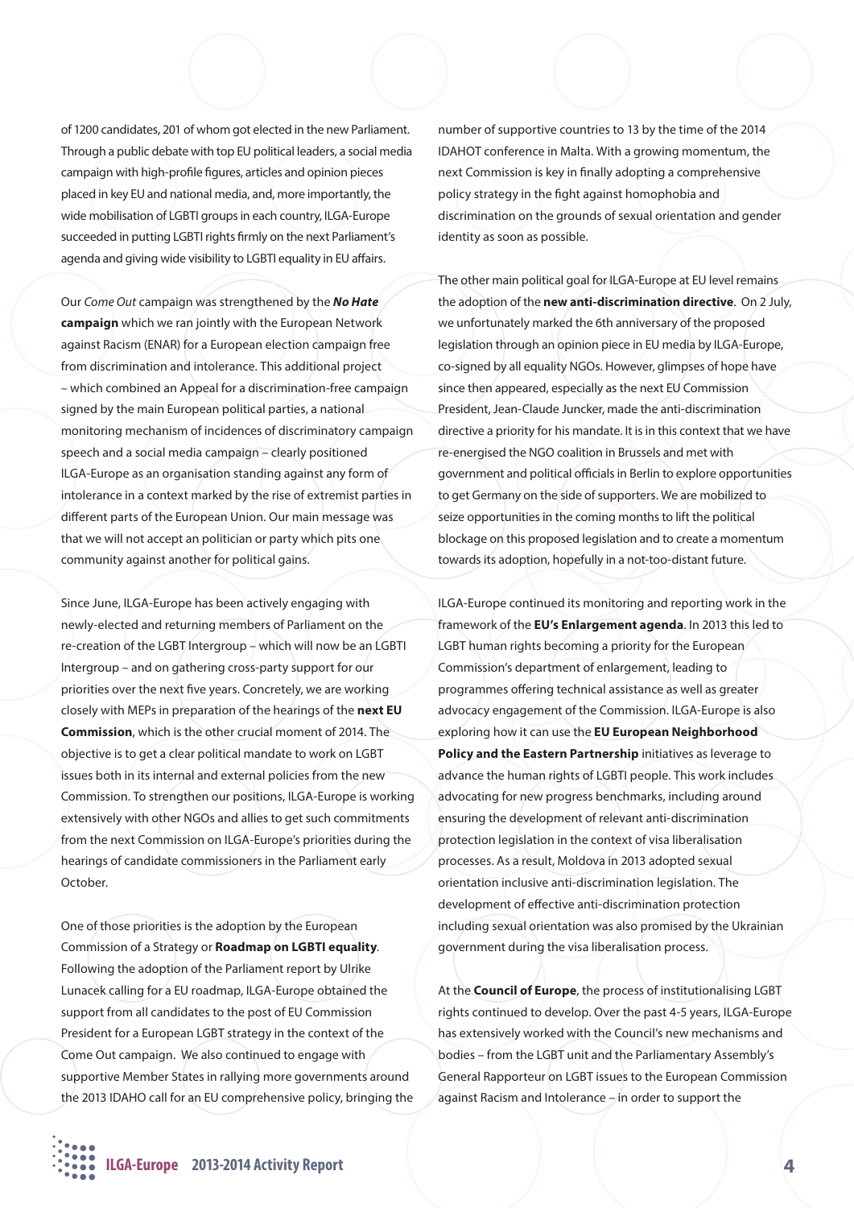of 1200 candidates, 201 of whom got elected in the new Parliament. Through a public debate with top EU political leaders, a social media campaign with high-profile figures, articles and opinion pieces placed in key EU and national media, and, more importantly, the wide mobilisation of LGBTI groups in each country, ILGA-Europe succeeded in putting LGBTI rights firmly on the next Parliament's agenda and giving wide visibility to LGBTI equality in EU affairs.

Our *Come Out* campaign was strengthened by the ***No Hate* campaign** which we ran jointly with the European Network against Racism (ENAR) for a European election campaign free from discrimination and intolerance. This additional project – which combined an Appeal for a discrimination-free campaign signed by the main European political parties, a national monitoring mechanism of incidences of discriminatory campaign speech and a social media campaign – clearly positioned ILGA-Europe as an organisation standing against any form of intolerance in a context marked by the rise of extremist parties in different parts of the European Union. Our main message was that we will not accept an politician or party which pits one community against another for political gains.

Since June, ILGA-Europe has been actively engaging with newly-elected and returning members of Parliament on the re-creation of the LGBT Intergroup – which will now be an LGBTI Intergroup – and on gathering cross-party support for our priorities over the next five years. Concretely, we are working closely with MEPs in preparation of the hearings of the **next EU Commission**, which is the other crucial moment of 2014. The objective is to get a clear political mandate to work on LGBT issues both in its internal and external policies from the new Commission. To strengthen our positions, ILGA-Europe is working extensively with other NGOs and allies to get such commitments from the next Commission on ILGA-Europe's priorities during the hearings of candidate commissioners in the Parliament early October.

One of those priorities is the adoption by the European Commission of a Strategy or **Roadmap on LGBTI equality**. Following the adoption of the Parliament report by Ulrike Lunacek calling for a EU roadmap, ILGA-Europe obtained the support from all candidates to the post of EU Commission President for a European LGBT strategy in the context of the Come Out campaign. We also continued to engage with supportive Member States in rallying more governments around the 2013 IDAHO call for an EU comprehensive policy, bringing the number of supportive countries to 13 by the time of the 2014 IDAHOT conference in Malta. With a growing momentum, the next Commission is key in finally adopting a comprehensive policy strategy in the fight against homophobia and discrimination on the grounds of sexual orientation and gender identity as soon as possible.

The other main political goal for ILGA-Europe at EU level remains the adoption of the **new anti-discrimination directive**. On 2 July, we unfortunately marked the 6th anniversary of the proposed legislation through an opinion piece in EU media by ILGA-Europe, co-signed by all equality NGOs. However, glimpses of hope have since then appeared, especially as the next EU Commission President, Jean-Claude Juncker, made the anti-discrimination directive a priority for his mandate. It is in this context that we have re-energised the NGO coalition in Brussels and met with government and political officials in Berlin to explore opportunities to get Germany on the side of supporters. We are mobilized to seize opportunities in the coming months to lift the political blockage on this proposed legislation and to create a momentum towards its adoption, hopefully in a not-too-distant future.

ILGA-Europe continued its monitoring and reporting work in the framework of the **EU's Enlargement agenda**. In 2013 this led to LGBT human rights becoming a priority for the European Commission's department of enlargement, leading to programmes offering technical assistance as well as greater advocacy engagement of the Commission. ILGA-Europe is also exploring how it can use the **EU European Neighborhood Policy and the Eastern Partnership** initiatives as leverage to advance the human rights of LGBTI people. This work includes advocating for new progress benchmarks, including around ensuring the development of relevant anti-discrimination protection legislation in the context of visa liberalisation processes. As a result, Moldova in 2013 adopted sexual orientation inclusive anti-discrimination legislation. The development of effective anti-discrimination protection including sexual orientation was also promised by the Ukrainian government during the visa liberalisation process.

At the **Council of Europe**, the process of institutionalising LGBT rights continued to develop. Over the past 4-5 years, ILGA-Europe has extensively worked with the Council's new mechanisms and bodies – from the LGBT unit and the Parliamentary Assembly's General Rapporteur on LGBT issues to the European Commission against Racism and Intolerance – in order to support the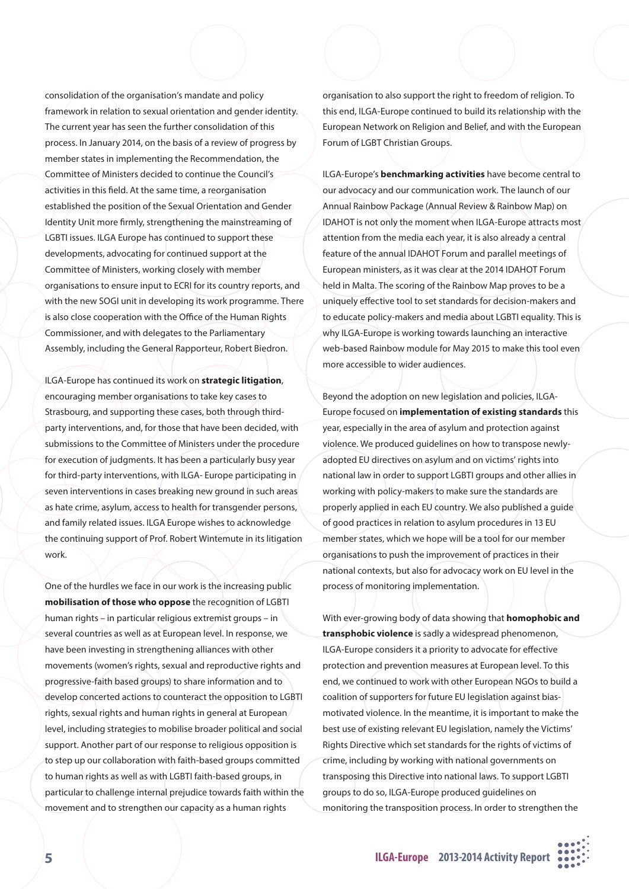consolidation of the organisation's mandate and policy framework in relation to sexual orientation and gender identity. The current year has seen the further consolidation of this process. In January 2014, on the basis of a review of progress by member states in implementing the Recommendation, the Committee of Ministers decided to continue the Council's activities in this field. At the same time, a reorganisation established the position of the Sexual Orientation and Gender Identity Unit more firmly, strengthening the mainstreaming of LGBTI issues. ILGA Europe has continued to support these developments, advocating for continued support at the Committee of Ministers, working closely with member organisations to ensure input to ECRI for its country reports, and with the new SOGI unit in developing its work programme. There is also close cooperation with the Office of the Human Rights Commissioner, and with delegates to the Parliamentary Assembly, including the General Rapporteur, Robert Biedron.

ILGA-Europe has continued its work on **strategic litigation**, encouraging member organisations to take key cases to Strasbourg, and supporting these cases, both through third-party interventions, and, for those that have been decided, with submissions to the Committee of Ministers under the procedure for execution of judgments. It has been a particularly busy year for third-party interventions, with ILGA- Europe participating in seven interventions in cases breaking new ground in such areas as hate crime, asylum, access to health for transgender persons, and family related issues. ILGA Europe wishes to acknowledge the continuing support of Prof. Robert Wintemute in its litigation work.

One of the hurdles we face in our work is the increasing public **mobilisation of those who oppose** the recognition of LGBTI human rights – in particular religious extremist groups – in several countries as well as at European level. In response, we have been investing in strengthening alliances with other movements (women's rights, sexual and reproductive rights and progressive-faith based groups) to share information and to develop concerted actions to counteract the opposition to LGBTI rights, sexual rights and human rights in general at European level, including strategies to mobilise broader political and social support. Another part of our response to religious opposition is to step up our collaboration with faith-based groups committed to human rights as well as with LGBTI faith-based groups, in particular to challenge internal prejudice towards faith within the movement and to strengthen our capacity as a human rights organisation to also support the right to freedom of religion. To this end, ILGA-Europe continued to build its relationship with the European Network on Religion and Belief, and with the European Forum of LGBT Christian Groups.

ILGA-Europe's **benchmarking activities** have become central to our advocacy and our communication work. The launch of our Annual Rainbow Package (Annual Review & Rainbow Map) on IDAHOT is not only the moment when ILGA-Europe attracts most attention from the media each year, it is also already a central feature of the annual IDAHOT Forum and parallel meetings of European ministers, as it was clear at the 2014 IDAHOT Forum held in Malta. The scoring of the Rainbow Map proves to be a uniquely effective tool to set standards for decision-makers and to educate policy-makers and media about LGBTI equality. This is why ILGA-Europe is working towards launching an interactive web-based Rainbow module for May 2015 to make this tool even more accessible to wider audiences.

Beyond the adoption on new legislation and policies, ILGA-Europe focused on **implementation of existing standards** this year, especially in the area of asylum and protection against violence. We produced guidelines on how to transpose newly-adopted EU directives on asylum and on victims' rights into national law in order to support LGBTI groups and other allies in working with policy-makers to make sure the standards are properly applied in each EU country. We also published a guide of good practices in relation to asylum procedures in 13 EU member states, which we hope will be a tool for our member organisations to push the improvement of practices in their national contexts, but also for advocacy work on EU level in the process of monitoring implementation.

With ever-growing body of data showing that **homophobic and transphobic violence** is sadly a widespread phenomenon, ILGA-Europe considers it a priority to advocate for effective protection and prevention measures at European level. To this end, we continued to work with other European NGOs to build a coalition of supporters for future EU legislation against bias-motivated violence. In the meantime, it is important to make the best use of existing relevant EU legislation, namely the Victims' Rights Directive which set standards for the rights of victims of crime, including by working with national governments on transposing this Directive into national laws. To support LGBTI groups to do so, ILGA-Europe produced guidelines on monitoring the transposition process. In order to strengthen the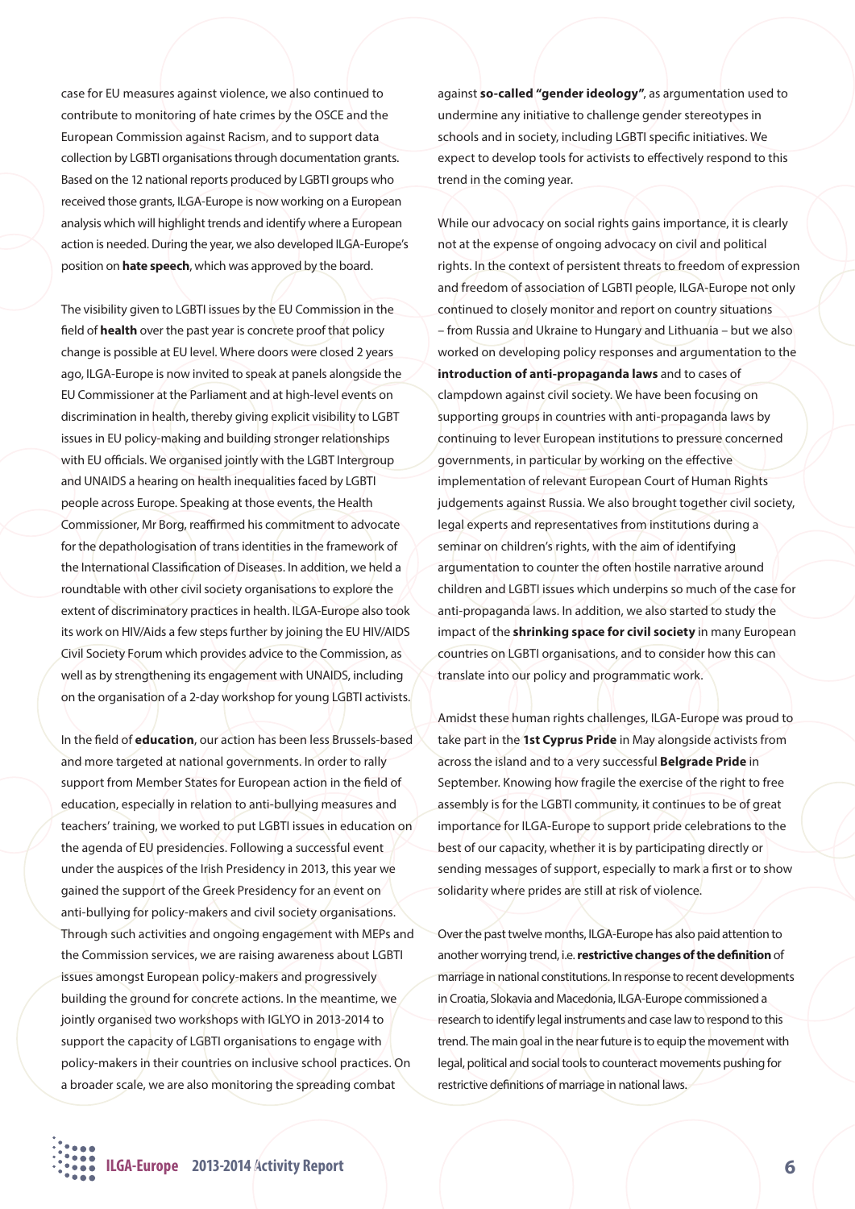case for EU measures against violence, we also continued to contribute to monitoring of hate crimes by the OSCE and the European Commission against Racism, and to support data collection by LGBTI organisations through documentation grants. Based on the 12 national reports produced by LGBTI groups who received those grants, ILGA-Europe is now working on a European analysis which will highlight trends and identify where a European action is needed. During the year, we also developed ILGA-Europe's position on **hate speech**, which was approved by the board.

The visibility given to LGBTI issues by the EU Commission in the field of **health** over the past year is concrete proof that policy change is possible at EU level. Where doors were closed 2 years ago, ILGA-Europe is now invited to speak at panels alongside the EU Commissioner at the Parliament and at high-level events on discrimination in health, thereby giving explicit visibility to LGBT issues in EU policy-making and building stronger relationships with EU officials. We organised jointly with the LGBT Intergroup and UNAIDS a hearing on health inequalities faced by LGBTI people across Europe. Speaking at those events, the Health Commissioner, Mr Borg, reaffirmed his commitment to advocate for the depathologisation of trans identities in the framework of the International Classification of Diseases. In addition, we held a roundtable with other civil society organisations to explore the extent of discriminatory practices in health. ILGA-Europe also took its work on HIV/Aids a few steps further by joining the EU HIV/AIDS Civil Society Forum which provides advice to the Commission, as well as by strengthening its engagement with UNAIDS, including on the organisation of a 2-day workshop for young LGBTI activists.

In the field of **education**, our action has been less Brussels-based and more targeted at national governments. In order to rally support from Member States for European action in the field of education, especially in relation to anti-bullying measures and teachers' training, we worked to put LGBTI issues in education on the agenda of EU presidencies. Following a successful event under the auspices of the Irish Presidency in 2013, this year we gained the support of the Greek Presidency for an event on anti-bullying for policy-makers and civil society organisations. Through such activities and ongoing engagement with MEPs and the Commission services, we are raising awareness about LGBTI issues amongst European policy-makers and progressively building the ground for concrete actions. In the meantime, we jointly organised two workshops with IGLYO in 2013-2014 to support the capacity of LGBTI organisations to engage with policy-makers in their countries on inclusive school practices. On a broader scale, we are also monitoring the spreading combat against **so-called "gender ideology"**, as argumentation used to undermine any initiative to challenge gender stereotypes in schools and in society, including LGBTI specific initiatives. We expect to develop tools for activists to effectively respond to this trend in the coming year.

While our advocacy on social rights gains importance, it is clearly not at the expense of ongoing advocacy on civil and political rights. In the context of persistent threats to freedom of expression and freedom of association of LGBTI people, ILGA-Europe not only continued to closely monitor and report on country situations – from Russia and Ukraine to Hungary and Lithuania – but we also worked on developing policy responses and argumentation to the **introduction of anti-propaganda laws** and to cases of clampdown against civil society. We have been focusing on supporting groups in countries with anti-propaganda laws by continuing to lever European institutions to pressure concerned governments, in particular by working on the effective implementation of relevant European Court of Human Rights judgements against Russia. We also brought together civil society, legal experts and representatives from institutions during a seminar on children's rights, with the aim of identifying argumentation to counter the often hostile narrative around children and LGBTI issues which underpins so much of the case for anti-propaganda laws. In addition, we also started to study the impact of the **shrinking space for civil society** in many European countries on LGBTI organisations, and to consider how this can translate into our policy and programmatic work.

Amidst these human rights challenges, ILGA-Europe was proud to take part in the **1st Cyprus Pride** in May alongside activists from across the island and to a very successful **Belgrade Pride** in September. Knowing how fragile the exercise of the right to free assembly is for the LGBTI community, it continues to be of great importance for ILGA-Europe to support pride celebrations to the best of our capacity, whether it is by participating directly or sending messages of support, especially to mark a first or to show solidarity where prides are still at risk of violence.

Over the past twelve months, ILGA-Europe has also paid attention to another worrying trend, i.e. **restrictive changes of the definition** of marriage in national constitutions. In response to recent developments in Croatia, Slokavia and Macedonia, ILGA-Europe commissioned a research to identify legal instruments and case law to respond to this trend. The main goal in the near future is to equip the movement with legal, political and social tools to counteract movements pushing for restrictive definitions of marriage in national laws.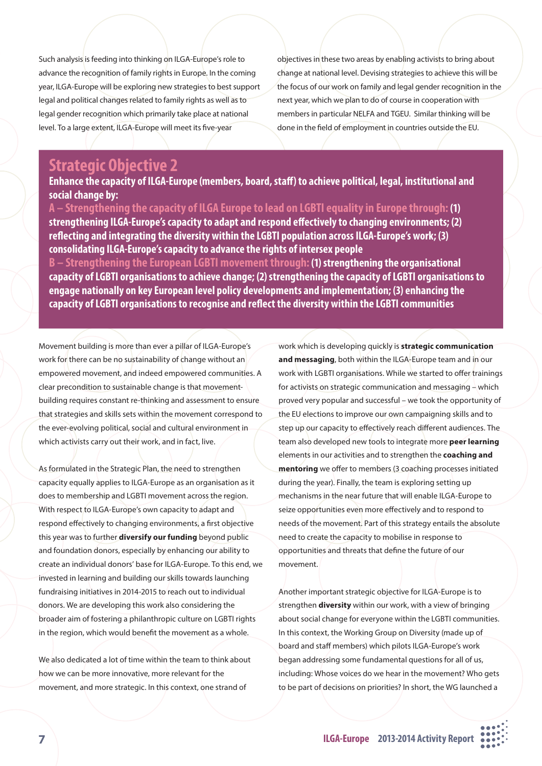Such analysis is feeding into thinking on ILGA-Europe's role to advance the recognition of family rights in Europe. In the coming year, ILGA-Europe will be exploring new strategies to best support legal and political changes related to family rights as well as to legal gender recognition which primarily take place at national level. To a large extent, ILGA-Europe will meet its five-year objectives in these two areas by enabling activists to bring about change at national level. Devising strategies to achieve this will be the focus of our work on family and legal gender recognition in the next year, which we plan to do of course in cooperation with members in particular NELFA and TGEU. Similar thinking will be done in the field of employment in countries outside the EU.

## Strategic Objective 2

**Enhance the capacity of ILGA-Europe (members, board, staff) to achieve political, legal, institutional and social change by:**

**A – Strengthening the capacity of ILGA Europe to lead on LGBTI equality in Europe through: (1) strengthening ILGA-Europe's capacity to adapt and respond effectively to changing environments; (2) reflecting and integrating the diversity within the LGBTI population across ILGA-Europe's work; (3) consolidating ILGA-Europe's capacity to advance the rights of intersex people**

**B – Strengthening the European LGBTI movement through: (1) strengthening the organisational capacity of LGBTI organisations to achieve change; (2) strengthening the capacity of LGBTI organisations to engage nationally on key European level policy developments and implementation; (3) enhancing the capacity of LGBTI organisations to recognise and reflect the diversity within the LGBTI communities**

Movement building is more than ever a pillar of ILGA-Europe's work for there can be no sustainability of change without an empowered movement, and indeed empowered communities. A clear precondition to sustainable change is that movement-building requires constant re-thinking and assessment to ensure that strategies and skills sets within the movement correspond to the ever-evolving political, social and cultural environment in which activists carry out their work, and in fact, live.

As formulated in the Strategic Plan, the need to strengthen capacity equally applies to ILGA-Europe as an organisation as it does to membership and LGBTI movement across the region. With respect to ILGA-Europe's own capacity to adapt and respond effectively to changing environments, a first objective this year was to further **diversify our funding** beyond public and foundation donors, especially by enhancing our ability to create an individual donors' base for ILGA-Europe. To this end, we invested in learning and building our skills towards launching fundraising initiatives in 2014-2015 to reach out to individual donors. We are developing this work also considering the broader aim of fostering a philanthropic culture on LGBTI rights in the region, which would benefit the movement as a whole.

We also dedicated a lot of time within the team to think about how we can be more innovative, more relevant for the movement, and more strategic. In this context, one strand of work which is developing quickly is **strategic communication and messaging**, both within the ILGA-Europe team and in our work with LGBTI organisations. While we started to offer trainings for activists on strategic communication and messaging – which proved very popular and successful – we took the opportunity of the EU elections to improve our own campaigning skills and to step up our capacity to effectively reach different audiences. The team also developed new tools to integrate more **peer learning** elements in our activities and to strengthen the **coaching and mentoring** we offer to members (3 coaching processes initiated during the year). Finally, the team is exploring setting up mechanisms in the near future that will enable ILGA-Europe to seize opportunities even more effectively and to respond to needs of the movement. Part of this strategy entails the absolute need to create the capacity to mobilise in response to opportunities and threats that define the future of our movement.

Another important strategic objective for ILGA-Europe is to strengthen **diversity** within our work, with a view of bringing about social change for everyone within the LGBTI communities. In this context, the Working Group on Diversity (made up of board and staff members) which pilots ILGA-Europe's work began addressing some fundamental questions for all of us, including: Whose voices do we hear in the movement? Who gets to be part of decisions on priorities? In short, the WG launched a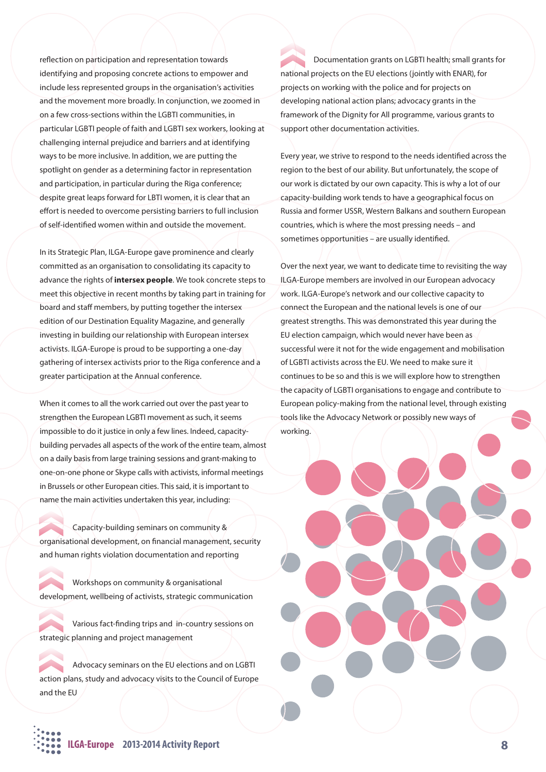reflection on participation and representation towards identifying and proposing concrete actions to empower and include less represented groups in the organisation's activities and the movement more broadly. In conjunction, we zoomed in on a few cross-sections within the LGBTI communities, in particular LGBTI people of faith and LGBTI sex workers, looking at challenging internal prejudice and barriers and at identifying ways to be more inclusive. In addition, we are putting the spotlight on gender as a determining factor in representation and participation, in particular during the Riga conference; despite great leaps forward for LBTI women, it is clear that an effort is needed to overcome persisting barriers to full inclusion of self-identified women within and outside the movement.

In its Strategic Plan, ILGA-Europe gave prominence and clearly committed as an organisation to consolidating its capacity to advance the rights of **intersex people**. We took concrete steps to meet this objective in recent months by taking part in training for board and staff members, by putting together the intersex edition of our Destination Equality Magazine, and generally investing in building our relationship with European intersex activists. ILGA-Europe is proud to be supporting a one-day gathering of intersex activists prior to the Riga conference and a greater participation at the Annual conference.

When it comes to all the work carried out over the past year to strengthen the European LGBTI movement as such, it seems impossible to do it justice in only a few lines. Indeed, capacity-building pervades all aspects of the work of the entire team, almost on a daily basis from large training sessions and grant-making to one-on-one phone or Skype calls with activists, informal meetings in Brussels or other European cities. This said, it is important to name the main activities undertaken this year, including:

- Capacity-building seminars on community & organisational development, on financial management, security and human rights violation documentation and reporting
- Workshops on community & organisational development, wellbeing of activists, strategic communication
- Various fact-finding trips and in-country sessions on strategic planning and project management
- Advocacy seminars on the EU elections and on LGBTI action plans, study and advocacy visits to the Council of Europe and the EU
- Documentation grants on LGBTI health; small grants for national projects on the EU elections (jointly with ENAR), for projects on working with the police and for projects on developing national action plans; advocacy grants in the framework of the Dignity for All programme, various grants to support other documentation activities.

Every year, we strive to respond to the needs identified across the region to the best of our ability. But unfortunately, the scope of our work is dictated by our own capacity. This is why a lot of our capacity-building work tends to have a geographical focus on Russia and former USSR, Western Balkans and southern European countries, which is where the most pressing needs – and sometimes opportunities – are usually identified.

Over the next year, we want to dedicate time to revisiting the way ILGA-Europe members are involved in our European advocacy work. ILGA-Europe's network and our collective capacity to connect the European and the national levels is one of our greatest strengths. This was demonstrated this year during the EU election campaign, which would never have been as successful were it not for the wide engagement and mobilisation of LGBTI activists across the EU. We need to make sure it continues to be so and this is we will explore how to strengthen the capacity of LGBTI organisations to engage and contribute to European policy-making from the national level, through existing tools like the Advocacy Network or possibly new ways of working.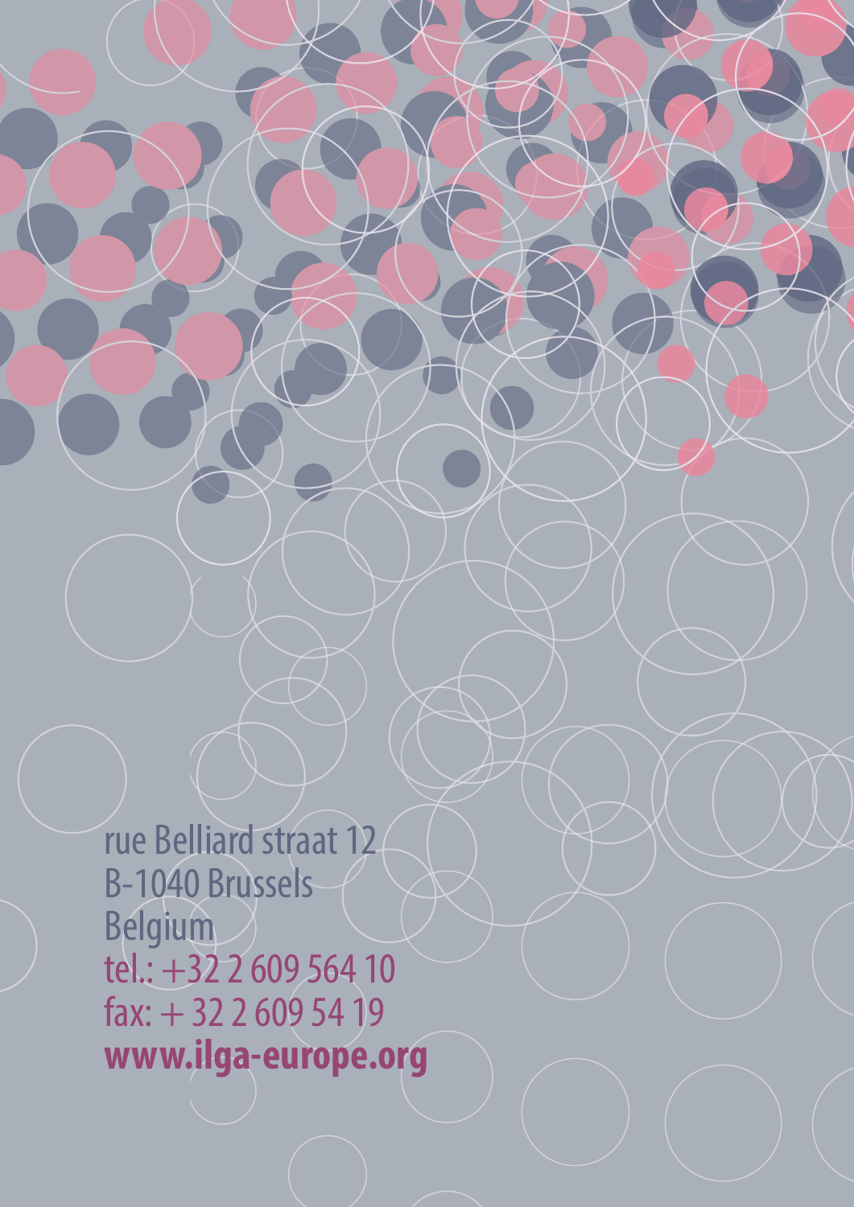rue Belliard straat 12
B-1040 Brussels
Belgium
tel.: +32 2 609 564 10
fax: + 32 2 609 54 19
**www.ilga-europe.org**